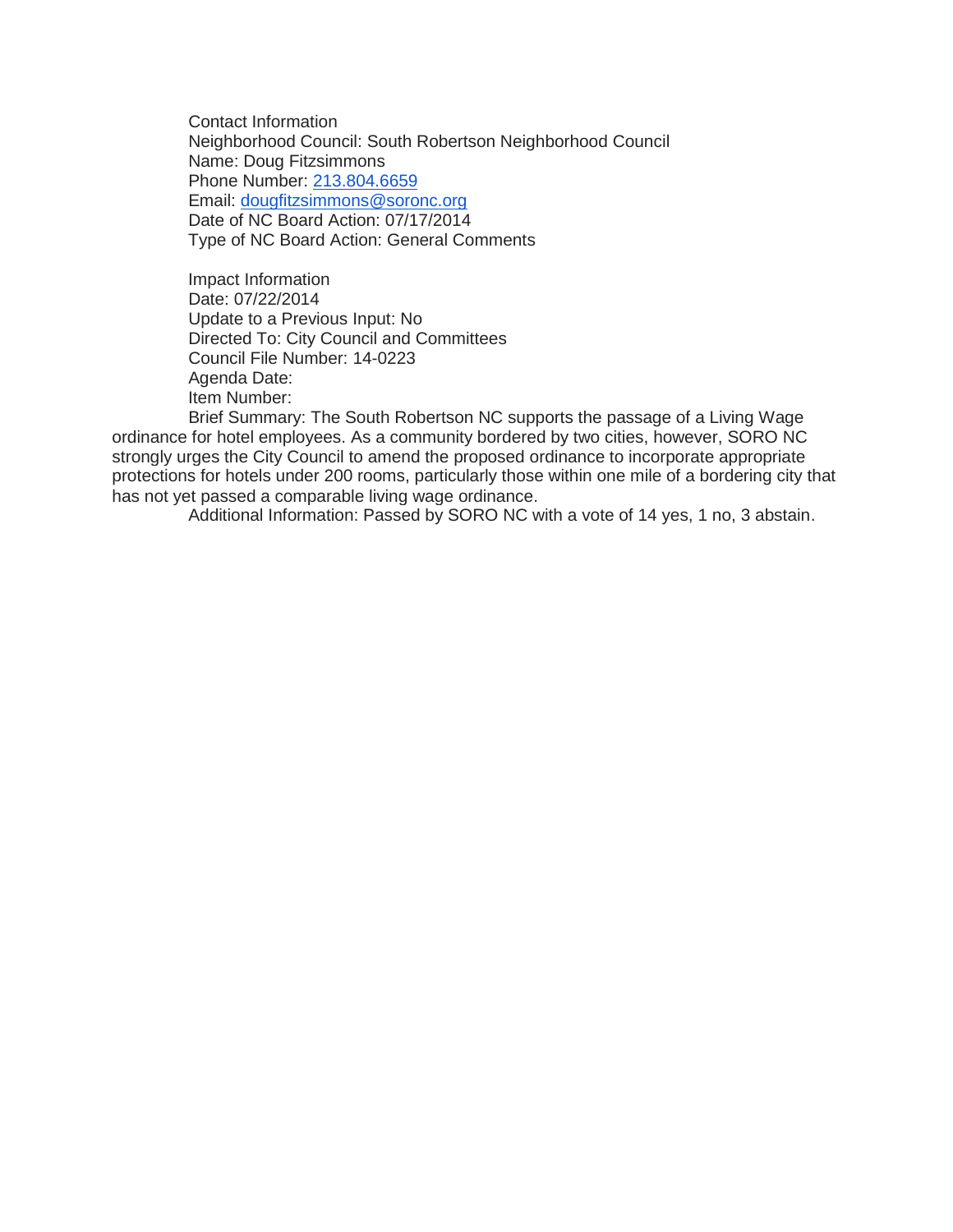Contact Information
Neighborhood Council: South Robertson Neighborhood Council
Name: Doug Fitzsimmons
Phone Number: 213.804.6659
Email: dougfitzsimmons@soronc.org
Date of NC Board Action: 07/17/2014
Type of NC Board Action: General Comments

Impact Information
Date: 07/22/2014
Update to a Previous Input: No
Directed To: City Council and Committees
Council File Number: 14-0223
Agenda Date:
Item Number:
Brief Summary: The South Robertson NC supports the passage of a Living Wage ordinance for hotel employees. As a community bordered by two cities, however, SORO NC strongly urges the City Council to amend the proposed ordinance to incorporate appropriate protections for hotels under 200 rooms, particularly those within one mile of a bordering city that has not yet passed a comparable living wage ordinance.
Additional Information: Passed by SORO NC with a vote of 14 yes, 1 no, 3 abstain.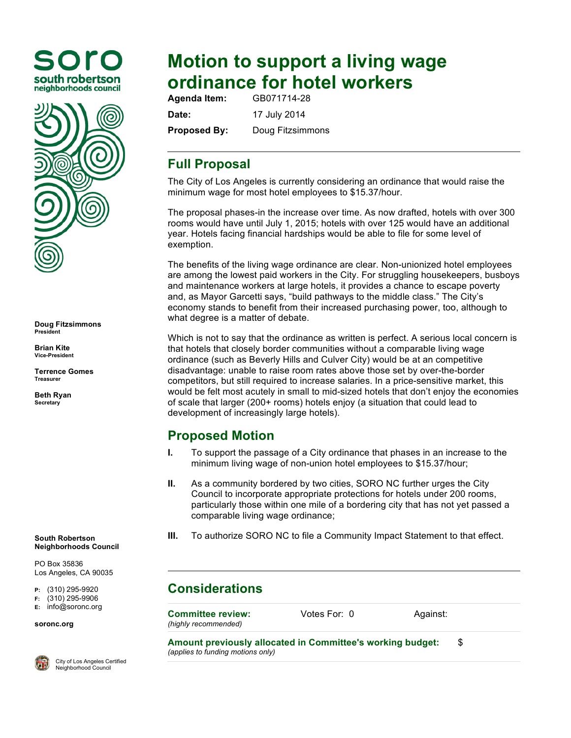**soro**
**south robertson neighborhoods council**

**Doug Fitzsimmons**
President

**Brian Kite**
Vice-President

**Terrence Gomes**
Treasurer

**Beth Ryan**
Secretary

**South Robertson Neighborhoods Council**

PO Box 35836
Los Angeles, CA 90035

**P:** (310) 295-9920
**F:** (310) 295-9906
**E:** info@soronc.org

**soronc.org**

City of Los Angeles Certified Neighborhood Council

# Motion to support a living wage ordinance for hotel workers

| | |
|---|---|
| **Agenda Item:** | GB071714-28 |
| **Date:** | 17 July 2014 |
| **Proposed By:** | Doug Fitzsimmons |

## Full Proposal

The City of Los Angeles is currently considering an ordinance that would raise the minimum wage for most hotel employees to $15.37/hour.

The proposal phases-in the increase over time. As now drafted, hotels with over 300 rooms would have until July 1, 2015; hotels with over 125 would have an additional year. Hotels facing financial hardships would be able to file for some level of exemption.

The benefits of the living wage ordinance are clear. Non-unionized hotel employees are among the lowest paid workers in the City. For struggling housekeepers, busboys and maintenance workers at large hotels, it provides a chance to escape poverty and, as Mayor Garcetti says, "build pathways to the middle class." The City's economy stands to benefit from their increased purchasing power, too, although to what degree is a matter of debate.

Which is not to say that the ordinance as written is perfect. A serious local concern is that hotels that closely border communities without a comparable living wage ordinance (such as Beverly Hills and Culver City) would be at an competitive disadvantage: unable to raise room rates above those set by over-the-border competitors, but still required to increase salaries. In a price-sensitive market, this would be felt most acutely in small to mid-sized hotels that don't enjoy the economies of scale that larger (200+ rooms) hotels enjoy (a situation that could lead to development of increasingly large hotels).

## Proposed Motion

**I.** To support the passage of a City ordinance that phases in an increase to the minimum living wage of non-union hotel employees to $15.37/hour;

**II.** As a community bordered by two cities, SORO NC further urges the City Council to incorporate appropriate protections for hotels under 200 rooms, particularly those within one mile of a bordering city that has not yet passed a comparable living wage ordinance;

**III.** To authorize SORO NC to file a Community Impact Statement to that effect.

## Considerations

| | | |
|---|---|---|
| **Committee review:** *(highly recommended)* | Votes For: 0 | Against: |
| **Amount previously allocated in Committee's working budget:** *(applies to funding motions only)* | | $ |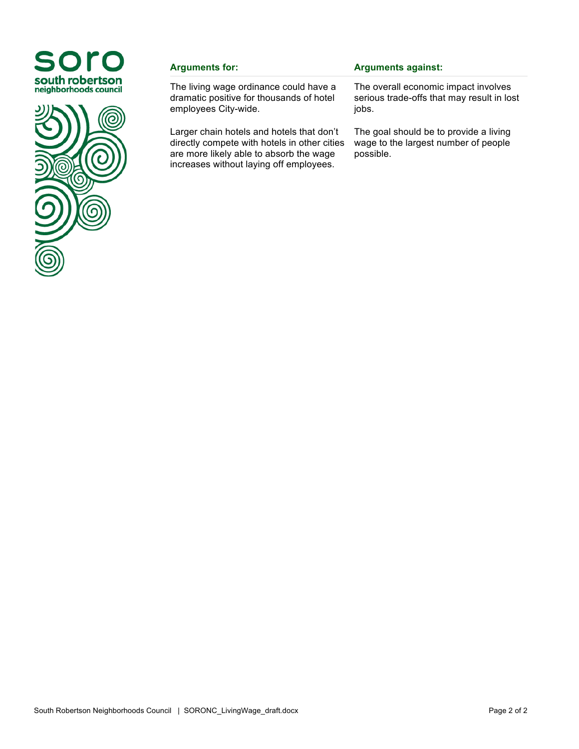| Arguments for: | Arguments against: |
|---|---|
| The living wage ordinance could have a dramatic positive for thousands of hotel employees City-wide. | The overall economic impact involves serious trade-offs that may result in lost jobs. |
| Larger chain hotels and hotels that don't directly compete with hotels in other cities are more likely able to absorb the wage increases without laying off employees. | The goal should be to provide a living wage to the largest number of people possible. |